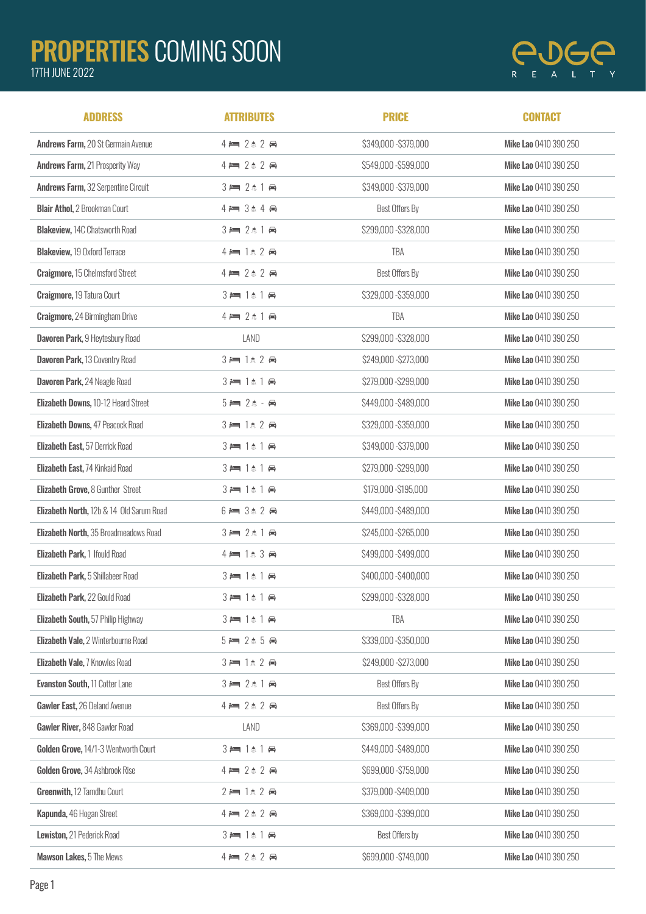# PROPERTIES COMING SOON

17TH JUNE 2022

EDGE REALTY

| ADDRESS | ATTRIBUTES | PRICE | CONTACT |
|---|---|---|---|
| **Andrews Farm,** 20 St Germain Avenue | 4 🛏 2 🛁 2 🚗 | $349,000 -$379,000 | **Mike Lao** 0410 390 250 |
| **Andrews Farm,** 21 Prosperity Way | 4 🛏 2 🛁 2 🚗 | $549,000 -$599,000 | **Mike Lao** 0410 390 250 |
| **Andrews Farm,** 32 Serpentine Circuit | 3 🛏 2 🛁 1 🚗 | $349,000 -$379,000 | **Mike Lao** 0410 390 250 |
| **Blair Athol,** 2 Brookman Court | 4 🛏 3 🛁 4 🚗 | Best Offers By | **Mike Lao** 0410 390 250 |
| **Blakeview,** 14C Chatsworth Road | 3 🛏 2 🛁 1 🚗 | $299,000 -$328,000 | **Mike Lao** 0410 390 250 |
| **Blakeview,** 19 Oxford Terrace | 4 🛏 1 🛁 2 🚗 | TBA | **Mike Lao** 0410 390 250 |
| **Craigmore,** 15 Chelmsford Street | 4 🛏 2 🛁 2 🚗 | Best Offers By | **Mike Lao** 0410 390 250 |
| **Craigmore,** 19 Tatura Court | 3 🛏 1 🛁 1 🚗 | $329,000 -$359,000 | **Mike Lao** 0410 390 250 |
| **Craigmore,** 24 Birmingham Drive | 4 🛏 2 🛁 1 🚗 | TBA | **Mike Lao** 0410 390 250 |
| **Davoren Park,** 9 Heytesbury Road | LAND | $299,000 -$328,000 | **Mike Lao** 0410 390 250 |
| **Davoren Park,** 13 Coventry Road | 3 🛏 1 🛁 2 🚗 | $249,000 -$273,000 | **Mike Lao** 0410 390 250 |
| **Davoren Park,** 24 Neagle Road | 3 🛏 1 🛁 1 🚗 | $279,000 -$299,000 | **Mike Lao** 0410 390 250 |
| **Elizabeth Downs,** 10-12 Heard Street | 5 🛏 2 🛁 - 🚗 | $449,000 -$489,000 | **Mike Lao** 0410 390 250 |
| **Elizabeth Downs,** 47 Peacock Road | 3 🛏 1 🛁 2 🚗 | $329,000 -$359,000 | **Mike Lao** 0410 390 250 |
| **Elizabeth East,** 57 Derrick Road | 3 🛏 1 🛁 1 🚗 | $349,000 -$379,000 | **Mike Lao** 0410 390 250 |
| **Elizabeth East,** 74 Kinkaid Road | 3 🛏 1 🛁 1 🚗 | $279,000 -$299,000 | **Mike Lao** 0410 390 250 |
| **Elizabeth Grove,** 8 Gunther Street | 3 🛏 1 🛁 1 🚗 | $179,000 -$195,000 | **Mike Lao** 0410 390 250 |
| **Elizabeth North,** 12b & 14 Old Sarum Road | 6 🛏 3 🛁 2 🚗 | $449,000 -$489,000 | **Mike Lao** 0410 390 250 |
| **Elizabeth North,** 35 Broadmeadows Road | 3 🛏 2 🛁 1 🚗 | $245,000 -$265,000 | **Mike Lao** 0410 390 250 |
| **Elizabeth Park,** 1 Ifould Road | 4 🛏 1 🛁 3 🚗 | $499,000 -$499,000 | **Mike Lao** 0410 390 250 |
| **Elizabeth Park,** 5 Shillabeer Road | 3 🛏 1 🛁 1 🚗 | $400,000 -$400,000 | **Mike Lao** 0410 390 250 |
| **Elizabeth Park,** 22 Gould Road | 3 🛏 1 🛁 1 🚗 | $299,000 -$328,000 | **Mike Lao** 0410 390 250 |
| **Elizabeth South,** 57 Philip Highway | 3 🛏 1 🛁 1 🚗 | TBA | **Mike Lao** 0410 390 250 |
| **Elizabeth Vale,** 2 Winterbourne Road | 5 🛏 2 🛁 5 🚗 | $339,000 -$350,000 | **Mike Lao** 0410 390 250 |
| **Elizabeth Vale,** 7 Knowles Road | 3 🛏 1 🛁 2 🚗 | $249,000 -$273,000 | **Mike Lao** 0410 390 250 |
| **Evanston South,** 11 Cotter Lane | 3 🛏 2 🛁 1 🚗 | Best Offers By | **Mike Lao** 0410 390 250 |
| **Gawler East,** 26 Deland Avenue | 4 🛏 2 🛁 2 🚗 | Best Offers By | **Mike Lao** 0410 390 250 |
| **Gawler River,** 848 Gawler Road | LAND | $369,000 -$399,000 | **Mike Lao** 0410 390 250 |
| **Golden Grove,** 14/1-3 Wentworth Court | 3 🛏 1 🛁 1 🚗 | $449,000 -$489,000 | **Mike Lao** 0410 390 250 |
| **Golden Grove,** 34 Ashbrook Rise | 4 🛏 2 🛁 2 🚗 | $699,000 -$759,000 | **Mike Lao** 0410 390 250 |
| **Greenwith,** 12 Tamdhu Court | 2 🛏 1 🛁 2 🚗 | $379,000 -$409,000 | **Mike Lao** 0410 390 250 |
| **Kapunda,** 46 Hogan Street | 4 🛏 2 🛁 2 🚗 | $369,000 -$399,000 | **Mike Lao** 0410 390 250 |
| **Lewiston,** 21 Pederick Road | 3 🛏 1 🛁 1 🚗 | Best Offers by | **Mike Lao** 0410 390 250 |
| **Mawson Lakes,** 5 The Mews | 4 🛏 2 🛁 2 🚗 | $699,000 -$749,000 | **Mike Lao** 0410 390 250 |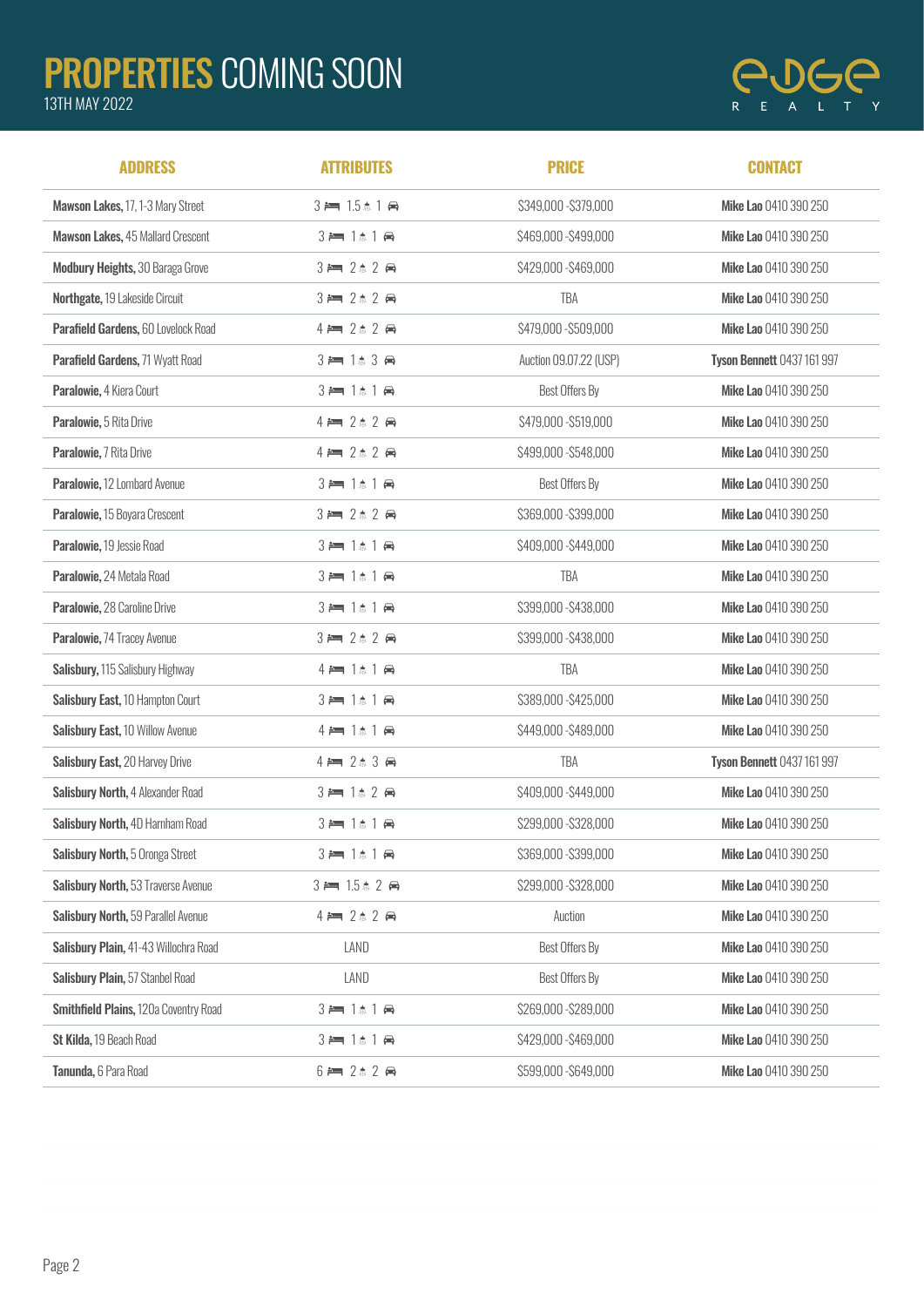# PROPERTIES COMING SOON

13TH MAY 2022

EDGE REALTY

| ADDRESS | ATTRIBUTES | PRICE | CONTACT |
|---|---|---|---|
| **Mawson Lakes,** 17, 1-3 Mary Street | 3 bed 1.5 bath 1 car | $349,000 -$379,000 | **Mike Lao** 0410 390 250 |
| **Mawson Lakes,** 45 Mallard Crescent | 3 bed 1 bath 1 car | $469,000 -$499,000 | **Mike Lao** 0410 390 250 |
| **Modbury Heights,** 30 Baraga Grove | 3 bed 2 bath 2 car | $429,000 -$469,000 | **Mike Lao** 0410 390 250 |
| **Northgate,** 19 Lakeside Circuit | 3 bed 2 bath 2 car | TBA | **Mike Lao** 0410 390 250 |
| **Parafield Gardens,** 60 Lovelock Road | 4 bed 2 bath 2 car | $479,000 -$509,000 | **Mike Lao** 0410 390 250 |
| **Parafield Gardens,** 71 Wyatt Road | 3 bed 1 bath 3 car | Auction 09.07.22 (USP) | **Tyson Bennett** 0437 161 997 |
| **Paralowie,** 4 Kiera Court | 3 bed 1 bath 1 car | Best Offers By | **Mike Lao** 0410 390 250 |
| **Paralowie,** 5 Rita Drive | 4 bed 2 bath 2 car | $479,000 -$519,000 | **Mike Lao** 0410 390 250 |
| **Paralowie,** 7 Rita Drive | 4 bed 2 bath 2 car | $499,000 -$548,000 | **Mike Lao** 0410 390 250 |
| **Paralowie,** 12 Lombard Avenue | 3 bed 1 bath 1 car | Best Offers By | **Mike Lao** 0410 390 250 |
| **Paralowie,** 15 Boyara Crescent | 3 bed 2 bath 2 car | $369,000 -$399,000 | **Mike Lao** 0410 390 250 |
| **Paralowie,** 19 Jessie Road | 3 bed 1 bath 1 car | $409,000 -$449,000 | **Mike Lao** 0410 390 250 |
| **Paralowie,** 24 Metala Road | 3 bed 1 bath 1 car | TBA | **Mike Lao** 0410 390 250 |
| **Paralowie,** 28 Caroline Drive | 3 bed 1 bath 1 car | $399,000 -$438,000 | **Mike Lao** 0410 390 250 |
| **Paralowie,** 74 Tracey Avenue | 3 bed 2 bath 2 car | $399,000 -$438,000 | **Mike Lao** 0410 390 250 |
| **Salisbury,** 115 Salisbury Highway | 4 bed 1 bath 1 car | TBA | **Mike Lao** 0410 390 250 |
| **Salisbury East,** 10 Hampton Court | 3 bed 1 bath 1 car | $389,000 -$425,000 | **Mike Lao** 0410 390 250 |
| **Salisbury East,** 10 Willow Avenue | 4 bed 1 bath 1 car | $449,000 -$489,000 | **Mike Lao** 0410 390 250 |
| **Salisbury East,** 20 Harvey Drive | 4 bed 2 bath 3 car | TBA | **Tyson Bennett** 0437 161 997 |
| **Salisbury North,** 4 Alexander Road | 3 bed 1 bath 2 car | $409,000 -$449,000 | **Mike Lao** 0410 390 250 |
| **Salisbury North,** 4D Harnham Road | 3 bed 1 bath 1 car | $299,000 -$328,000 | **Mike Lao** 0410 390 250 |
| **Salisbury North,** 5 Oronga Street | 3 bed 1 bath 1 car | $369,000 -$399,000 | **Mike Lao** 0410 390 250 |
| **Salisbury North,** 53 Traverse Avenue | 3 bed 1.5 bath 2 car | $299,000 -$328,000 | **Mike Lao** 0410 390 250 |
| **Salisbury North,** 59 Parallel Avenue | 4 bed 2 bath 2 car | Auction | **Mike Lao** 0410 390 250 |
| **Salisbury Plain,** 41-43 Willochra Road | LAND | Best Offers By | **Mike Lao** 0410 390 250 |
| **Salisbury Plain,** 57 Stanbel Road | LAND | Best Offers By | **Mike Lao** 0410 390 250 |
| **Smithfield Plains,** 120a Coventry Road | 3 bed 1 bath 1 car | $269,000 -$289,000 | **Mike Lao** 0410 390 250 |
| **St Kilda,** 19 Beach Road | 3 bed 1 bath 1 car | $429,000 -$469,000 | **Mike Lao** 0410 390 250 |
| **Tanunda,** 6 Para Road | 6 bed 2 bath 2 car | $599,000 -$649,000 | **Mike Lao** 0410 390 250 |